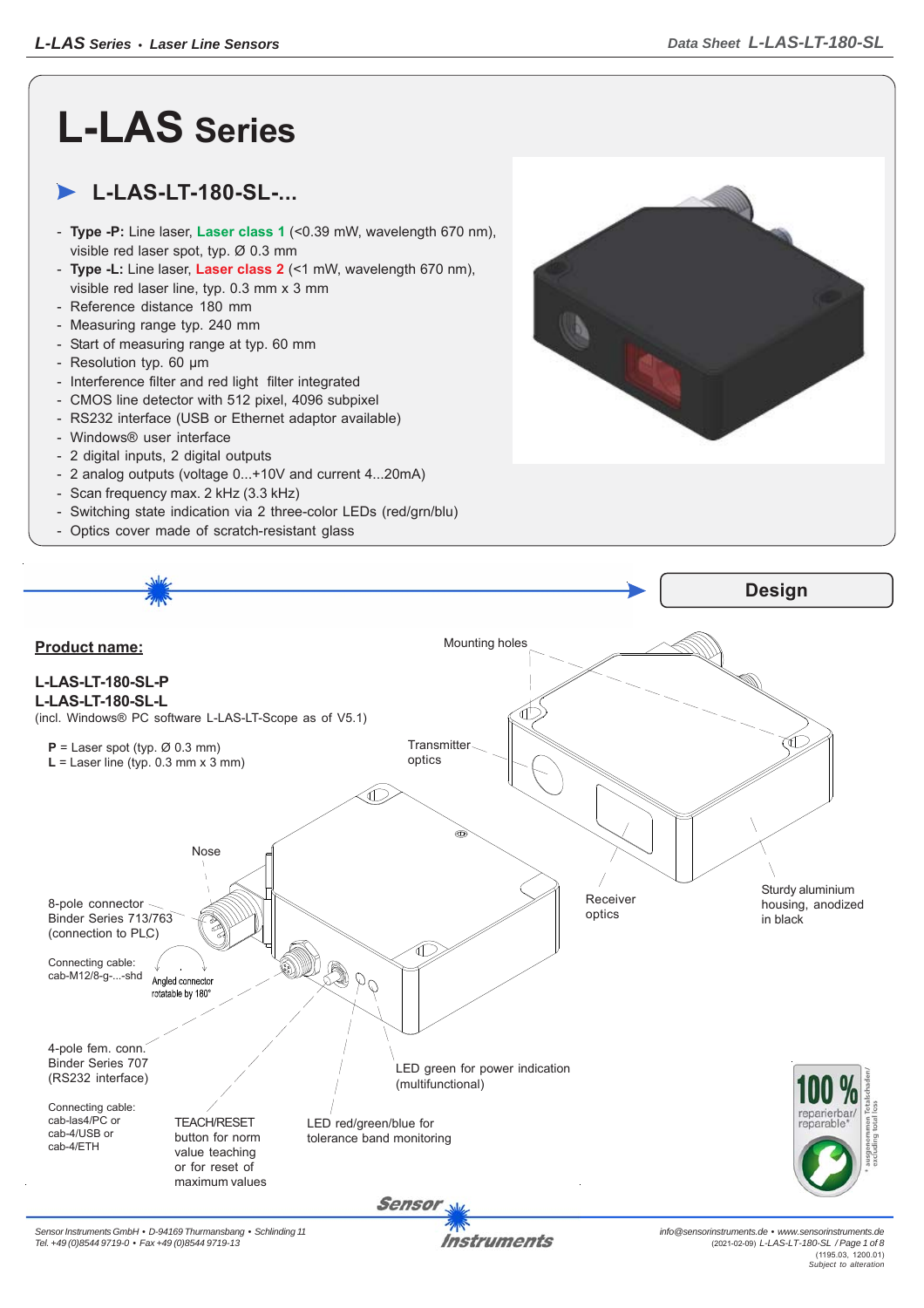# L-LAS Series

## L-LAS-LT-180-SL-...

- **Type -P:** Line laser, **Laser class 1** (<0.39 mW, wavelength 670 nm), visible red laser spot, typ. Ø 0.3 mm
- **Type -L:** Line laser, **Laser class 2** (<1 mW, wavelength 670 nm), visible red laser line, typ. 0.3 mm x 3 mm
- Reference distance 180 mm
- Measuring range typ. 240 mm
- Start of measuring range at typ. 60 mm
- Resolution typ. 60 µm
- Interference filter and red light filter integrated
- CMOS line detector with 512 pixel, 4096 subpixel
- RS232 interface (USB or Ethernet adaptor available)
- Windows® user interface
- 2 digital inputs, 2 digital outputs
- 2 analog outputs (voltage 0...+10V and current 4...20mA)
- Scan frequency max. 2 kHz (3.3 kHz)
- Switching state indication via 2 three-color LEDs (red/grn/blu)
- Optics cover made of scratch-resistant glass

## Design

**Product name:**

**L-LAS-LT-180-SL-P**
**L-LAS-LT-180-SL-L**
(incl. Windows® PC software L-LAS-LT-Scope as of V5.1)

**P** = Laser spot (typ. Ø 0.3 mm)
**L** = Laser line (typ. 0.3 mm x 3 mm)

Mounting holes

Transmitter optics

Receiver optics

Sturdy aluminium housing, anodized in black

Nose

8-pole connector Binder Series 713/763 (connection to PLC)

Connecting cable: cab-M12/8-g-...-shd

Angled connector rotatable by 180°

4-pole fem. conn. Binder Series 707 (RS232 interface)

Connecting cable: cab-las4/PC or cab-4/USB or cab-4/ETH

TEACH/RESET button for norm value teaching or for reset of maximum values

LED red/green/blue for tolerance band monitoring

LED green for power indication (multifunctional)

100 % reparierbar/ reparable*

\* ausgenommen Totalschaden/ excluding total loss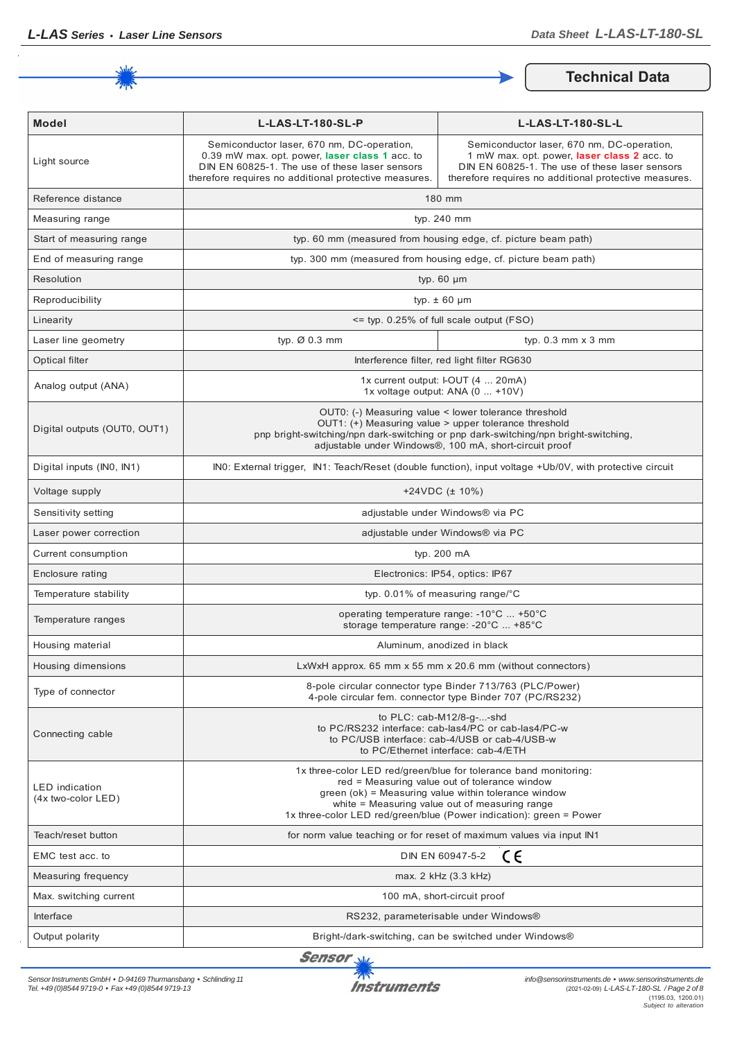## Technical Data

| Model | L-LAS-LT-180-SL-P | L-LAS-LT-180-SL-L |
|---|---|---|
| Light source | Semiconductor laser, 670 nm, DC-operation, 0.39 mW max. opt. power, **laser class 1** acc. to DIN EN 60825-1. The use of these laser sensors therefore requires no additional protective measures. | Semiconductor laser, 670 nm, DC-operation, 1 mW max. opt. power, **laser class 2** acc. to DIN EN 60825-1. The use of these laser sensors therefore requires no additional protective measures. |
| Reference distance | 180 mm | |
| Measuring range | typ. 240 mm | |
| Start of measuring range | typ. 60 mm (measured from housing edge, cf. picture beam path) | |
| End of measuring range | typ. 300 mm (measured from housing edge, cf. picture beam path) | |
| Resolution | typ. 60 µm | |
| Reproducibility | typ. ± 60 µm | |
| Linearity | <= typ. 0.25% of full scale output (FSO) | |
| Laser line geometry | typ. Ø 0.3 mm | typ. 0.3 mm x 3 mm |
| Optical filter | Interference filter, red light filter RG630 | |
| Analog output (ANA) | 1x current output: I-OUT (4 ... 20mA)<br>1x voltage output: ANA (0 ... +10V) | |
| Digital outputs (OUT0, OUT1) | OUT0: (-) Measuring value < lower tolerance threshold<br>OUT1: (+) Measuring value > upper tolerance threshold<br>pnp bright-switching/npn dark-switching or pnp dark-switching/npn bright-switching, adjustable under Windows®, 100 mA, short-circuit proof | |
| Digital inputs (IN0, IN1) | IN0: External trigger, IN1: Teach/Reset (double function), input voltage +Ub/0V, with protective circuit | |
| Voltage supply | +24VDC (± 10%) | |
| Sensitivity setting | adjustable under Windows® via PC | |
| Laser power correction | adjustable under Windows® via PC | |
| Current consumption | typ. 200 mA | |
| Enclosure rating | Electronics: IP54, optics: IP67 | |
| Temperature stability | typ. 0.01% of measuring range/°C | |
| Temperature ranges | operating temperature range: -10°C ... +50°C<br>storage temperature range: -20°C ... +85°C | |
| Housing material | Aluminum, anodized in black | |
| Housing dimensions | LxWxH approx. 65 mm x 55 mm x 20.6 mm (without connectors) | |
| Type of connector | 8-pole circular connector type Binder 713/763 (PLC/Power)<br>4-pole circular fem. connector type Binder 707 (PC/RS232) | |
| Connecting cable | to PLC: cab-M12/8-g-...-shd<br>to PC/RS232 interface: cab-las4/PC or cab-las4/PC-w<br>to PC/USB interface: cab-4/USB or cab-4/USB-w<br>to PC/Ethernet interface: cab-4/ETH | |
| LED indication (4x two-color LED) | 1x three-color LED red/green/blue for tolerance band monitoring:<br>red = Measuring value out of tolerance window<br>green (ok) = Measuring value within tolerance window<br>white = Measuring value out of measuring range<br>1x three-color LED red/green/blue (Power indication): green = Power | |
| Teach/reset button | for norm value teaching or for reset of maximum values via input IN1 | |
| EMC test acc. to | DIN EN 60947-5-2 CE | |
| Measuring frequency | max. 2 kHz (3.3 kHz) | |
| Max. switching current | 100 mA, short-circuit proof | |
| Interface | RS232, parameterisable under Windows® | |
| Output polarity | Bright-/dark-switching, can be switched under Windows® | |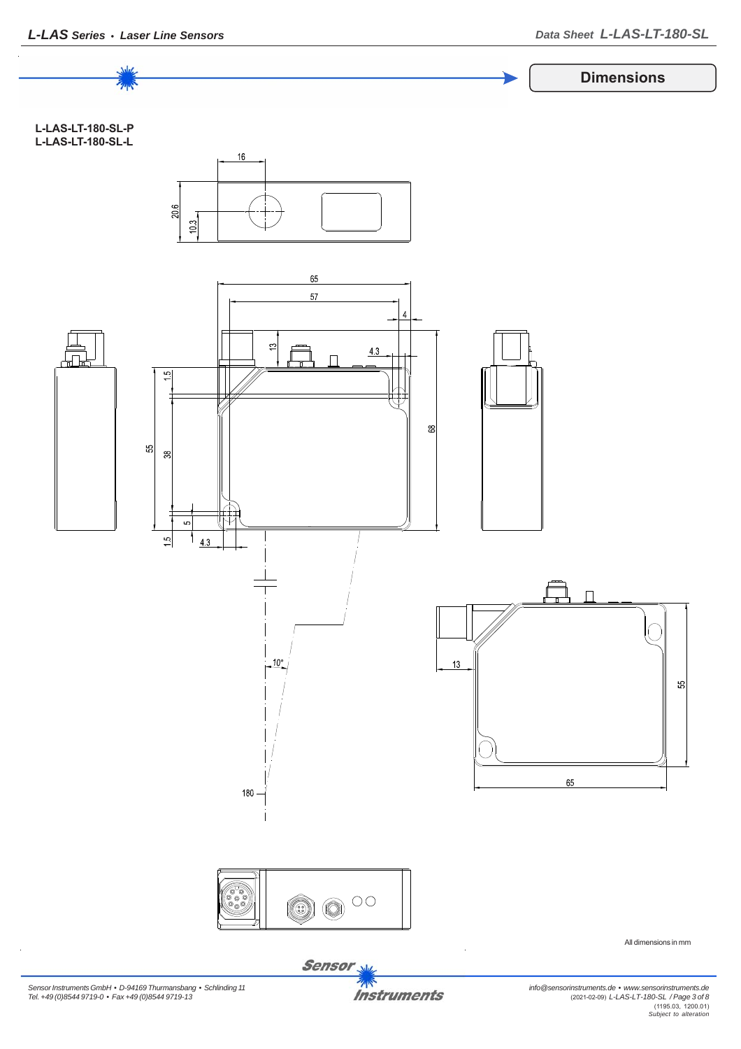## Dimensions

**L-LAS-LT-180-SL-P**
**L-LAS-LT-180-SL-L**

All dimensions in mm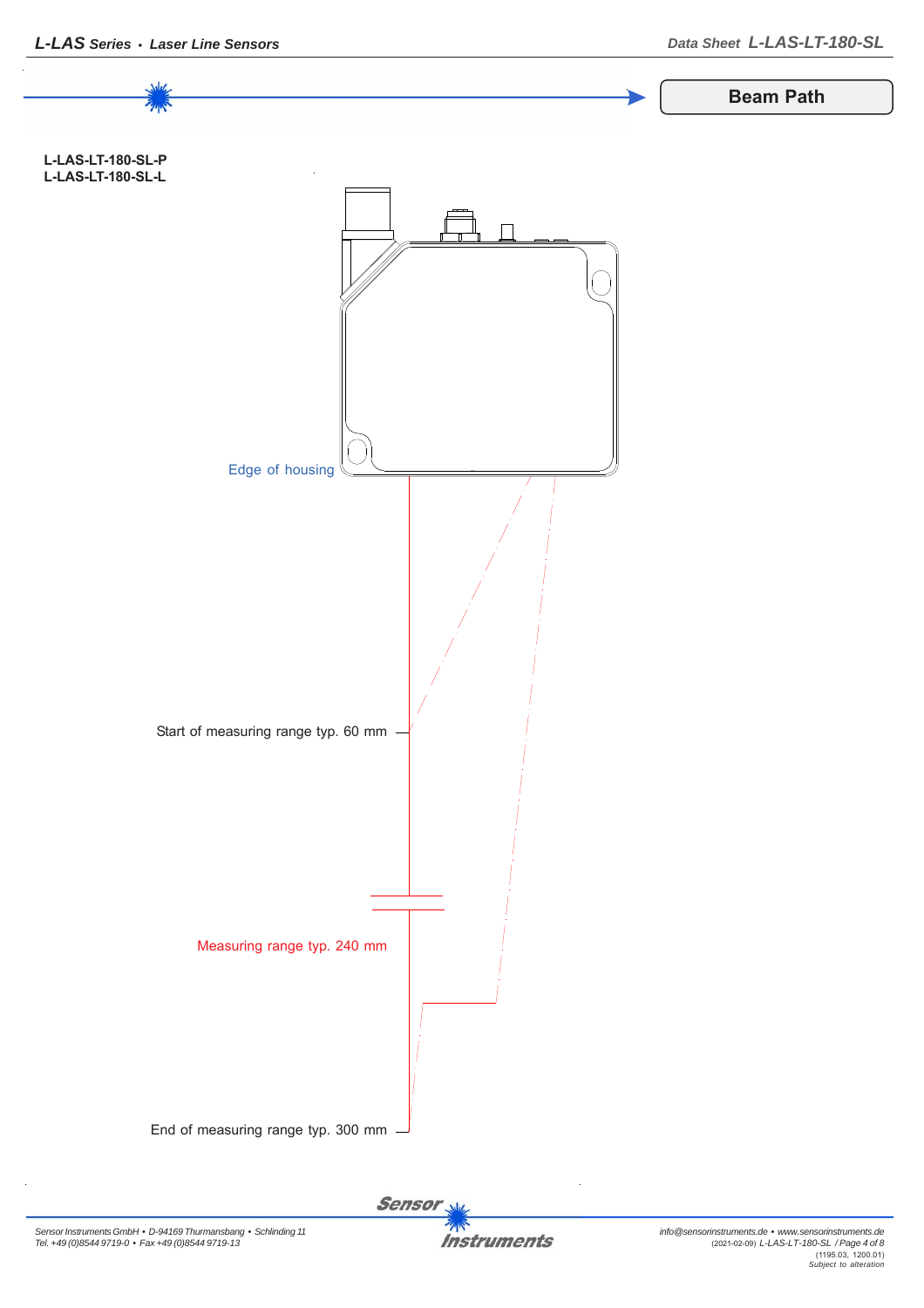## Beam Path

**L-LAS-LT-180-SL-P**
**L-LAS-LT-180-SL-L**

Edge of housing

Start of measuring range typ. 60 mm

Measuring range typ. 240 mm

End of measuring range typ. 300 mm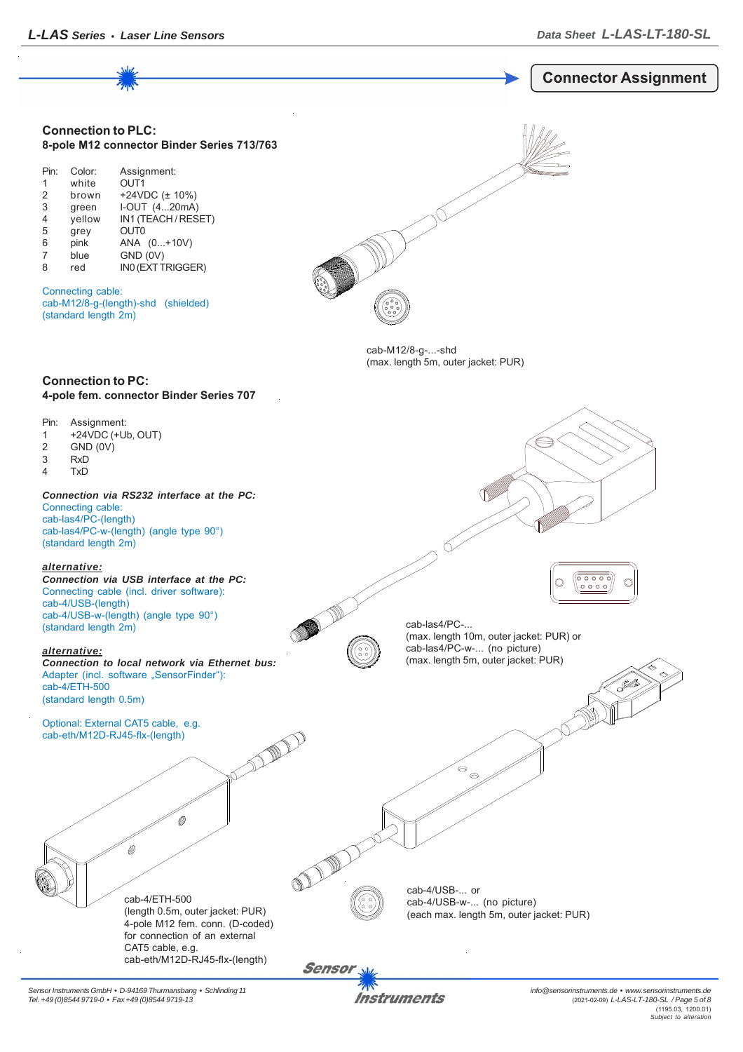## Connector Assignment

### Connection to PLC:
**8-pole M12 connector Binder Series 713/763**

| Pin: | Color: | Assignment: |
|---|---|---|
| 1 | white | OUT1 |
| 2 | brown | +24VDC (± 10%) |
| 3 | green | I-OUT (4...20mA) |
| 4 | yellow | IN1 (TEACH / RESET) |
| 5 | grey | OUT0 |
| 6 | pink | ANA (0...+10V) |
| 7 | blue | GND (0V) |
| 8 | red | IN0 (EXT TRIGGER) |

Connecting cable:
cab-M12/8-g-(length)-shd (shielded)
(standard length 2m)

cab-M12/8-g-...-shd
(max. length 5m, outer jacket: PUR)

### Connection to PC:
**4-pole fem. connector Binder Series 707**

| Pin: | Assignment: |
|---|---|
| 1 | +24VDC (+Ub, OUT) |
| 2 | GND (0V) |
| 3 | RxD |
| 4 | TxD |

***Connection via RS232 interface at the PC:***
Connecting cable:
cab-las4/PC-(length)
cab-las4/PC-w-(length) (angle type 90°)
(standard length 2m)

***alternative:***
***Connection via USB interface at the PC:***
Connecting cable (incl. driver software):
cab-4/USB-(length)
cab-4/USB-w-(length) (angle type 90°)
(standard length 2m)

***alternative:***
***Connection to local network via Ethernet bus:***
Adapter (incl. software „SensorFinder"):
cab-4/ETH-500
(standard length 0.5m)

Optional: External CAT5 cable, e.g.
cab-eth/M12D-RJ45-flx-(length)

cab-las4/PC-...
(max. length 10m, outer jacket: PUR) or
cab-las4/PC-w-... (no picture)
(max. length 5m, outer jacket: PUR)

cab-4/USB-... or
cab-4/USB-w-... (no picture)
(each max. length 5m, outer jacket: PUR)

cab-4/ETH-500
(length 0.5m, outer jacket: PUR)
4-pole M12 fem. conn. (D-coded)
for connection of an external
CAT5 cable, e.g.
cab-eth/M12D-RJ45-flx-(length)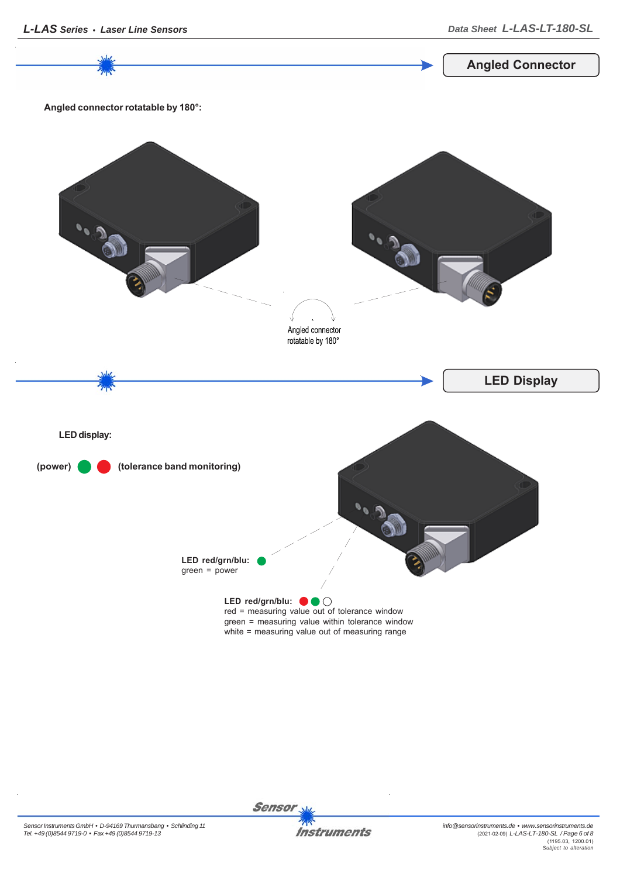## Angled Connector

**Angled connector rotatable by 180°:**

Angled connector rotatable by 180°

## LED Display

**LED display:**

**(power)** 🟢 🔴 **(tolerance band monitoring)**

**LED red/grn/blu:**
green = power

**LED red/grn/blu:**
red = measuring value out of tolerance window
green = measuring value within tolerance window
white = measuring value out of measuring range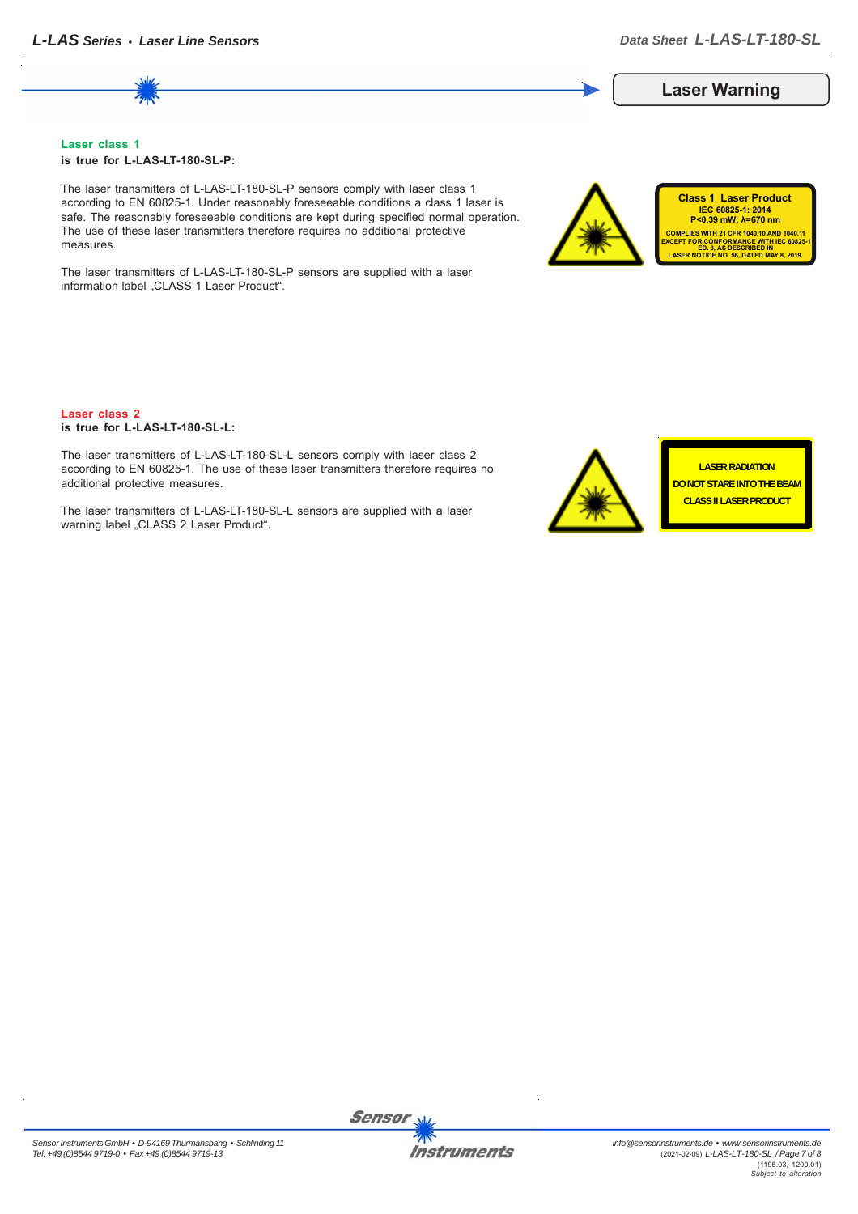## Laser Warning

### Laser class 1

**is true for L-LAS-LT-180-SL-P:**

The laser transmitters of L-LAS-LT-180-SL-P sensors comply with laser class 1 according to EN 60825-1. Under reasonably foreseeable conditions a class 1 laser is safe. The reasonably foreseeable conditions are kept during specified normal operation. The use of these laser transmitters therefore requires no additional protective measures.

The laser transmitters of L-LAS-LT-180-SL-P sensors are supplied with a laser information label „CLASS 1 Laser Product".

**Class 1 Laser Product**
**IEC 60825-1: 2014**
**P<0.39 mW; λ=670 nm**
COMPLIES WITH 21 CFR 1040.10 AND 1040.11 EXCEPT FOR CONFORMANCE WITH IEC 60825-1 ED. 3, AS DESCRIBED IN LASER NOTICE NO. 56, DATED MAY 8, 2019.

### Laser class 2

**is true for L-LAS-LT-180-SL-L:**

The laser transmitters of L-LAS-LT-180-SL-L sensors comply with laser class 2 according to EN 60825-1. The use of these laser transmitters therefore requires no additional protective measures.

The laser transmitters of L-LAS-LT-180-SL-L sensors are supplied with a laser warning label „CLASS 2 Laser Product".

LASER RADIATION
DO NOT STARE INTO THE BEAM
CLASS II LASER PRODUCT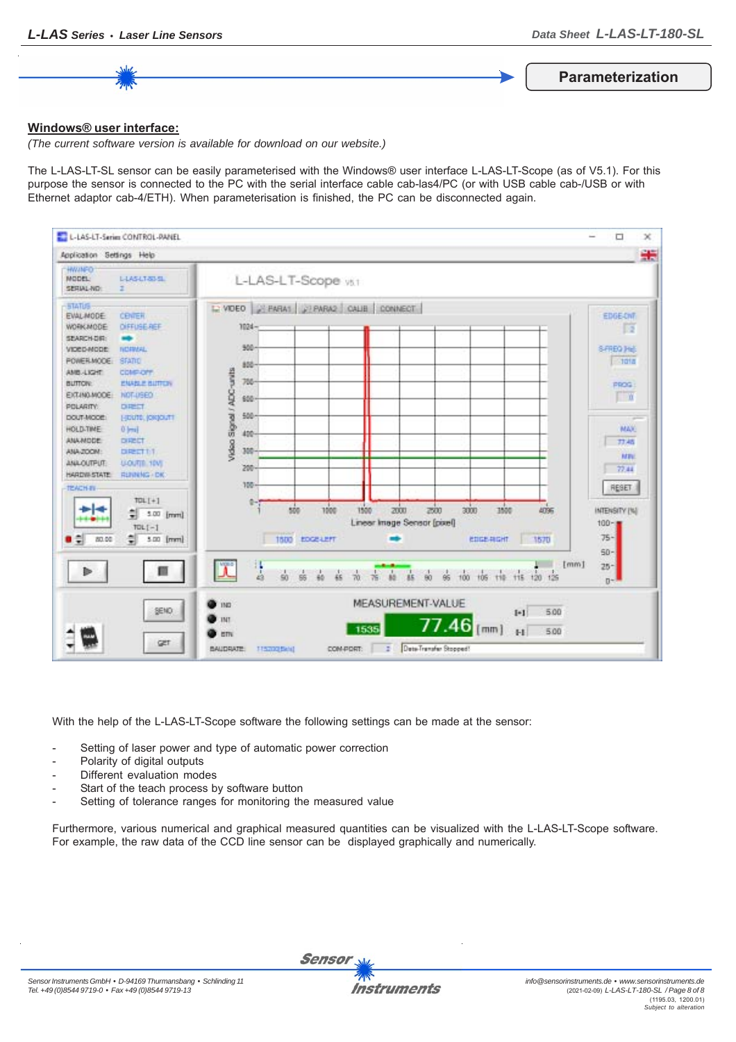## Parameterization

**Windows® user interface:**

*(The current software version is available for download on our website.)*

The L-LAS-LT-SL sensor can be easily parameterised with the Windows® user interface L-LAS-LT-Scope (as of V5.1). For this purpose the sensor is connected to the PC with the serial interface cable cab-las4/PC (or with USB cable cab-/USB or with Ethernet adaptor cab-4/ETH). When parameterisation is finished, the PC can be disconnected again.

With the help of the L-LAS-LT-Scope software the following settings can be made at the sensor:

- Setting of laser power and type of automatic power correction
- Polarity of digital outputs
- Different evaluation modes
- Start of the teach process by software button
- Setting of tolerance ranges for monitoring the measured value

Furthermore, various numerical and graphical measured quantities can be visualized with the L-LAS-LT-Scope software. For example, the raw data of the CCD line sensor can be displayed graphically and numerically.